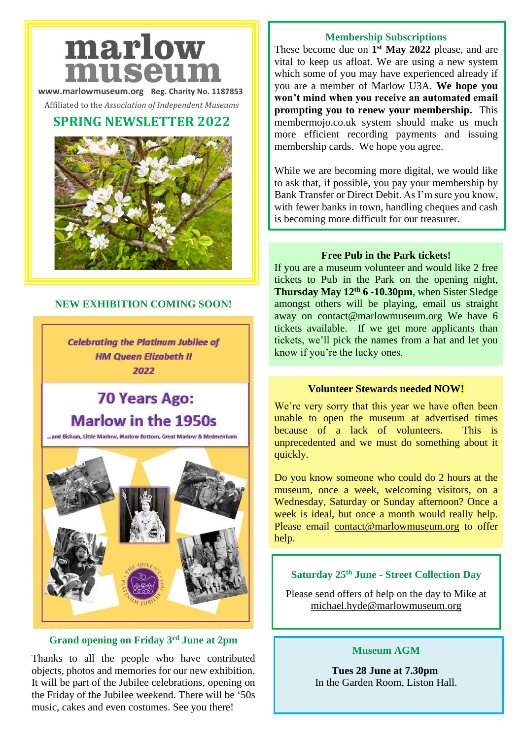# marlow museum

www.marlowmuseum.org Reg. Charity No. 1187853

Affiliated to the *Association of Independent Museums*

## SPRING NEWSLETTER 2022

### NEW EXHIBITION COMING SOON!

*Celebrating the Platinum Jubilee of HM Queen Elizabeth II 2022*

**70 Years Ago: Marlow in the 1950s**

...and Bisham, Little Marlow, Marlow Bottom, Great Marlow & Medmenham

### Grand opening on Friday 3rd June at 2pm

Thanks to all the people who have contributed objects, photos and memories for our new exhibition. It will be part of the Jubilee celebrations, opening on the Friday of the Jubilee weekend. There will be '50s music, cakes and even costumes. See you there!

### Membership Subscriptions

These become due on **1st May 2022** please, and are vital to keep us afloat. We are using a new system which some of you may have experienced already if you are a member of Marlow U3A. **We hope you won't mind when you receive an automated email prompting you to renew your membership.** This membermojo.co.uk system should make us much more efficient recording payments and issuing membership cards. We hope you agree.

While we are becoming more digital, we would like to ask that, if possible, you pay your membership by Bank Transfer or Direct Debit. As I'm sure you know, with fewer banks in town, handling cheques and cash is becoming more difficult for our treasurer.

### Free Pub in the Park tickets!

If you are a museum volunteer and would like 2 free tickets to Pub in the Park on the opening night, **Thursday May 12th 6 -10.30pm**, when Sister Sledge amongst others will be playing, email us straight away on contact@marlowmuseum.org We have 6 tickets available. If we get more applicants than tickets, we'll pick the names from a hat and let you know if you're the lucky ones.

### Volunteer Stewards needed NOW!

We're very sorry that this year we have often been unable to open the museum at advertised times because of a lack of volunteers. This is unprecedented and we must do something about it quickly.

Do you know someone who could do 2 hours at the museum, once a week, welcoming visitors, on a Wednesday, Saturday or Sunday afternoon? Once a week is ideal, but once a month would really help. Please email contact@marlowmuseum.org to offer help.

### Saturday 25th June - Street Collection Day

Please send offers of help on the day to Mike at michael.hyde@marlowmuseum.org

### Museum AGM

**Tues 28 June at 7.30pm**
In the Garden Room, Liston Hall.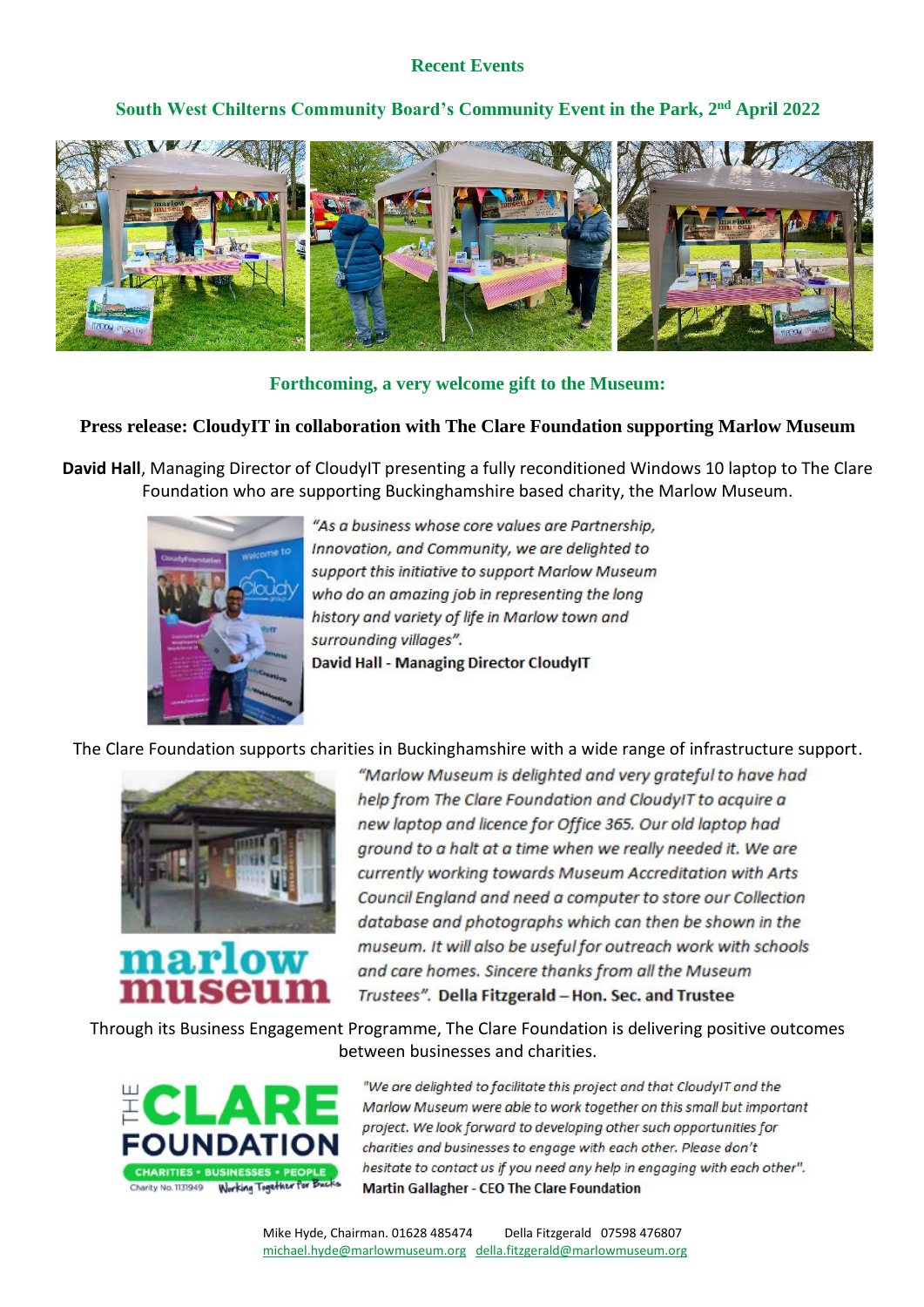## Recent Events

### South West Chilterns Community Board's Community Event in the Park, 2nd April 2022

### Forthcoming, a very welcome gift to the Museum:

### Press release: CloudyIT in collaboration with The Clare Foundation supporting Marlow Museum

**David Hall**, Managing Director of CloudyIT presenting a fully reconditioned Windows 10 laptop to The Clare Foundation who are supporting Buckinghamshire based charity, the Marlow Museum.

*"As a business whose core values are Partnership, Innovation, and Community, we are delighted to support this initiative to support Marlow Museum who do an amazing job in representing the long history and variety of life in Marlow town and surrounding villages".*
**David Hall - Managing Director CloudyIT**

The Clare Foundation supports charities in Buckinghamshire with a wide range of infrastructure support.

*"Marlow Museum is delighted and very grateful to have had help from The Clare Foundation and CloudyIT to acquire a new laptop and licence for Office 365. Our old laptop had ground to a halt at a time when we really needed it. We are currently working towards Museum Accreditation with Arts Council England and need a computer to store our Collection database and photographs which can then be shown in the museum. It will also be useful for outreach work with schools and care homes. Sincere thanks from all the Museum Trustees".* **Della Fitzgerald – Hon. Sec. and Trustee**

Through its Business Engagement Programme, The Clare Foundation is delivering positive outcomes between businesses and charities.

*"We are delighted to facilitate this project and that CloudyIT and the Marlow Museum were able to work together on this small but important project. We look forward to developing other such opportunities for charities and businesses to engage with each other. Please don't hesitate to contact us if you need any help in engaging with each other".*
**Martin Gallagher - CEO The Clare Foundation**

Mike Hyde, Chairman. 01628 485474 Della Fitzgerald 07598 476807
michael.hyde@marlowmuseum.org della.fitzgerald@marlowmuseum.org